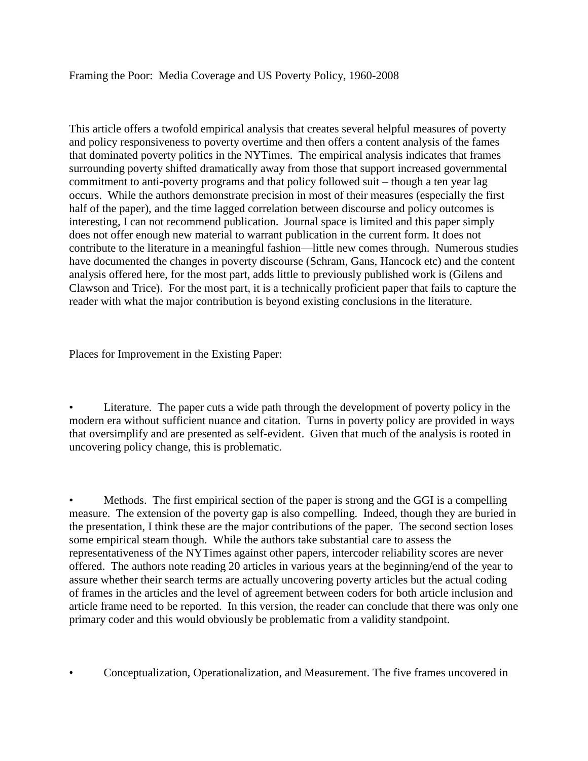Framing the Poor: Media Coverage and US Poverty Policy, 1960-2008

This article offers a twofold empirical analysis that creates several helpful measures of poverty and policy responsiveness to poverty overtime and then offers a content analysis of the fames that dominated poverty politics in the NYTimes. The empirical analysis indicates that frames surrounding poverty shifted dramatically away from those that support increased governmental commitment to anti-poverty programs and that policy followed suit – though a ten year lag occurs. While the authors demonstrate precision in most of their measures (especially the first half of the paper), and the time lagged correlation between discourse and policy outcomes is interesting, I can not recommend publication. Journal space is limited and this paper simply does not offer enough new material to warrant publication in the current form. It does not contribute to the literature in a meaningful fashion—little new comes through. Numerous studies have documented the changes in poverty discourse (Schram, Gans, Hancock etc) and the content analysis offered here, for the most part, adds little to previously published work is (Gilens and Clawson and Trice). For the most part, it is a technically proficient paper that fails to capture the reader with what the major contribution is beyond existing conclusions in the literature.

Places for Improvement in the Existing Paper:

- Literature. The paper cuts a wide path through the development of poverty policy in the modern era without sufficient nuance and citation. Turns in poverty policy are provided in ways that oversimplify and are presented as self-evident. Given that much of the analysis is rooted in uncovering policy change, this is problematic.

- Methods. The first empirical section of the paper is strong and the GGI is a compelling measure. The extension of the poverty gap is also compelling. Indeed, though they are buried in the presentation, I think these are the major contributions of the paper. The second section loses some empirical steam though. While the authors take substantial care to assess the representativeness of the NYTimes against other papers, intercoder reliability scores are never offered. The authors note reading 20 articles in various years at the beginning/end of the year to assure whether their search terms are actually uncovering poverty articles but the actual coding of frames in the articles and the level of agreement between coders for both article inclusion and article frame need to be reported. In this version, the reader can conclude that there was only one primary coder and this would obviously be problematic from a validity standpoint.

- Conceptualization, Operationalization, and Measurement. The five frames uncovered in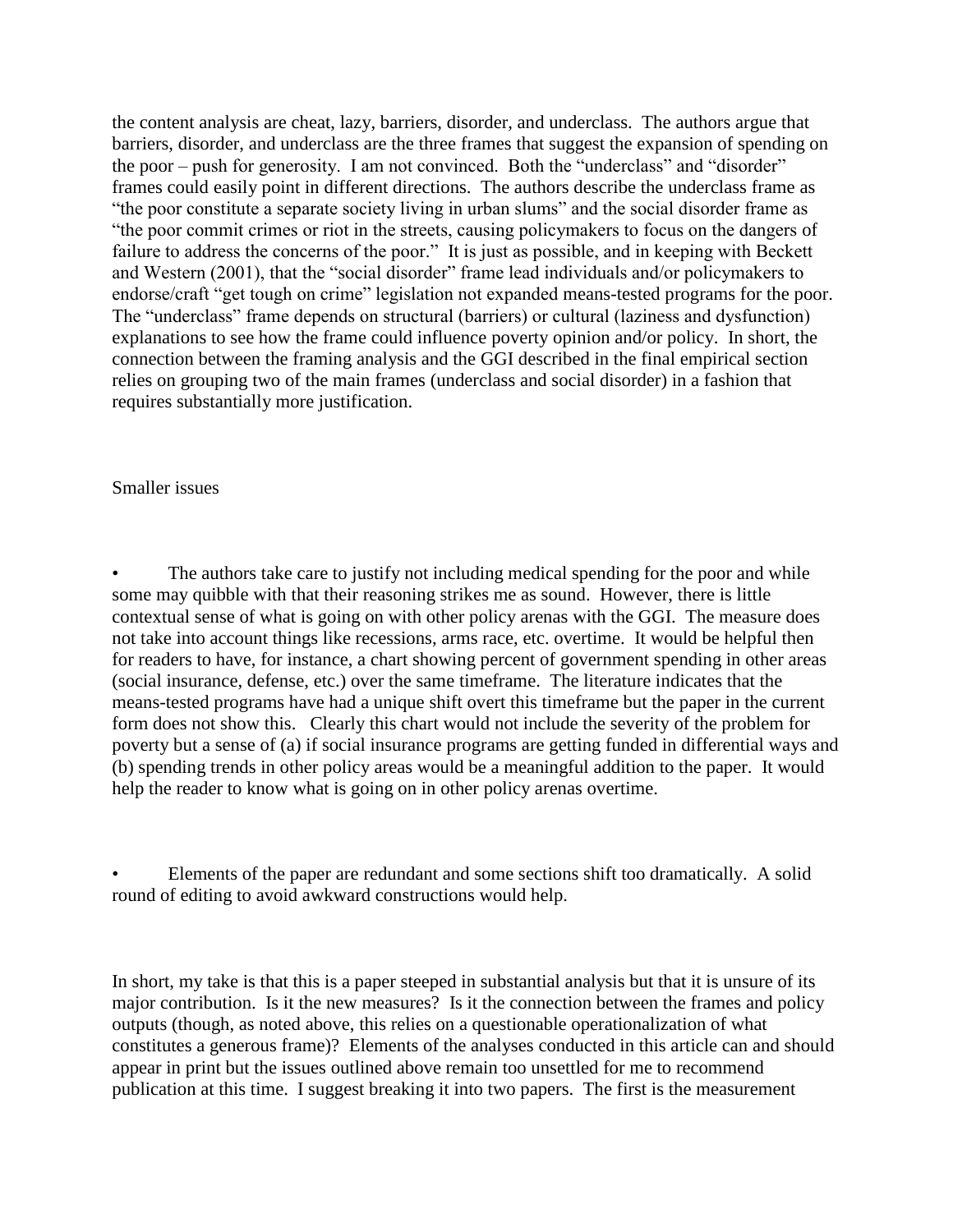the content analysis are cheat, lazy, barriers, disorder, and underclass. The authors argue that barriers, disorder, and underclass are the three frames that suggest the expansion of spending on the poor – push for generosity. I am not convinced. Both the "underclass" and "disorder" frames could easily point in different directions. The authors describe the underclass frame as "the poor constitute a separate society living in urban slums" and the social disorder frame as "the poor commit crimes or riot in the streets, causing policymakers to focus on the dangers of failure to address the concerns of the poor." It is just as possible, and in keeping with Beckett and Western (2001), that the "social disorder" frame lead individuals and/or policymakers to endorse/craft "get tough on crime" legislation not expanded means-tested programs for the poor. The "underclass" frame depends on structural (barriers) or cultural (laziness and dysfunction) explanations to see how the frame could influence poverty opinion and/or policy. In short, the connection between the framing analysis and the GGI described in the final empirical section relies on grouping two of the main frames (underclass and social disorder) in a fashion that requires substantially more justification.

Smaller issues

- The authors take care to justify not including medical spending for the poor and while some may quibble with that their reasoning strikes me as sound. However, there is little contextual sense of what is going on with other policy arenas with the GGI. The measure does not take into account things like recessions, arms race, etc. overtime. It would be helpful then for readers to have, for instance, a chart showing percent of government spending in other areas (social insurance, defense, etc.) over the same timeframe. The literature indicates that the means-tested programs have had a unique shift overt this timeframe but the paper in the current form does not show this. Clearly this chart would not include the severity of the problem for poverty but a sense of (a) if social insurance programs are getting funded in differential ways and (b) spending trends in other policy areas would be a meaningful addition to the paper. It would help the reader to know what is going on in other policy arenas overtime.

- Elements of the paper are redundant and some sections shift too dramatically. A solid round of editing to avoid awkward constructions would help.

In short, my take is that this is a paper steeped in substantial analysis but that it is unsure of its major contribution. Is it the new measures? Is it the connection between the frames and policy outputs (though, as noted above, this relies on a questionable operationalization of what constitutes a generous frame)? Elements of the analyses conducted in this article can and should appear in print but the issues outlined above remain too unsettled for me to recommend publication at this time. I suggest breaking it into two papers. The first is the measurement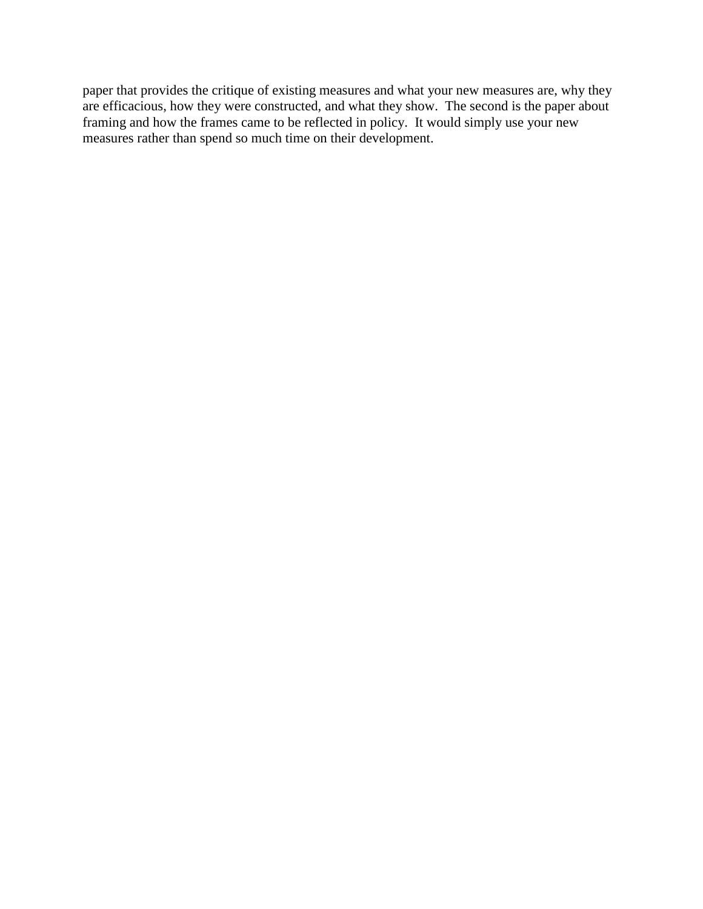paper that provides the critique of existing measures and what your new measures are, why they are efficacious, how they were constructed, and what they show. The second is the paper about framing and how the frames came to be reflected in policy. It would simply use your new measures rather than spend so much time on their development.